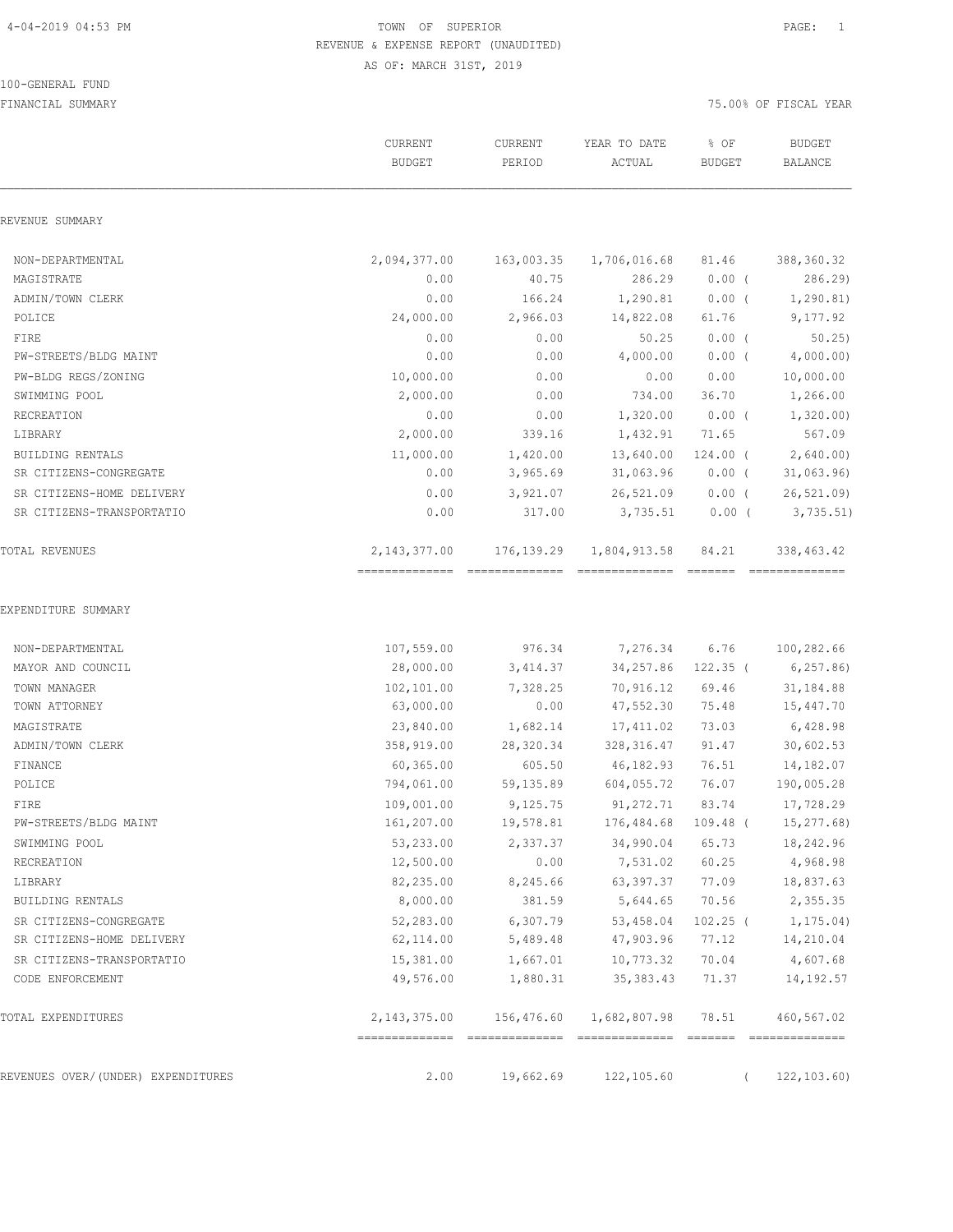TOWN OF SUPERIOR

REVENUE & EXPENSE REPORT (UNAUDITED)

AS OF: MARCH 31ST, 2019

100-GENERAL FUND

FINANCIAL SUMMARY — 75.00% OF FISCAL YEAR

| | CURRENT BUDGET | CURRENT PERIOD | YEAR TO DATE ACTUAL | % OF BUDGET | BUDGET BALANCE |
|---|---|---|---|---|---|
| **REVENUE SUMMARY** | | | | | |
| NON-DEPARTMENTAL | 2,094,377.00 | 163,003.35 | 1,706,016.68 | 81.46 | 388,360.32 |
| MAGISTRATE | 0.00 | 40.75 | 286.29 | 0.00 | ( 286.29) |
| ADMIN/TOWN CLERK | 0.00 | 166.24 | 1,290.81 | 0.00 | ( 1,290.81) |
| POLICE | 24,000.00 | 2,966.03 | 14,822.08 | 61.76 | 9,177.92 |
| FIRE | 0.00 | 0.00 | 50.25 | 0.00 | ( 50.25) |
| PW-STREETS/BLDG MAINT | 0.00 | 0.00 | 4,000.00 | 0.00 | ( 4,000.00) |
| PW-BLDG REGS/ZONING | 10,000.00 | 0.00 | 0.00 | 0.00 | 10,000.00 |
| SWIMMING POOL | 2,000.00 | 0.00 | 734.00 | 36.70 | 1,266.00 |
| RECREATION | 0.00 | 0.00 | 1,320.00 | 0.00 | ( 1,320.00) |
| LIBRARY | 2,000.00 | 339.16 | 1,432.91 | 71.65 | 567.09 |
| BUILDING RENTALS | 11,000.00 | 1,420.00 | 13,640.00 | 124.00 | ( 2,640.00) |
| SR CITIZENS-CONGREGATE | 0.00 | 3,965.69 | 31,063.96 | 0.00 | ( 31,063.96) |
| SR CITIZENS-HOME DELIVERY | 0.00 | 3,921.07 | 26,521.09 | 0.00 | ( 26,521.09) |
| SR CITIZENS-TRANSPORTATIO | 0.00 | 317.00 | 3,735.51 | 0.00 | ( 3,735.51) |
| TOTAL REVENUES | 2,143,377.00 | 176,139.29 | 1,804,913.58 | 84.21 | 338,463.42 |
| **EXPENDITURE SUMMARY** | | | | | |
| NON-DEPARTMENTAL | 107,559.00 | 976.34 | 7,276.34 | 6.76 | 100,282.66 |
| MAYOR AND COUNCIL | 28,000.00 | 3,414.37 | 34,257.86 | 122.35 | ( 6,257.86) |
| TOWN MANAGER | 102,101.00 | 7,328.25 | 70,916.12 | 69.46 | 31,184.88 |
| TOWN ATTORNEY | 63,000.00 | 0.00 | 47,552.30 | 75.48 | 15,447.70 |
| MAGISTRATE | 23,840.00 | 1,682.14 | 17,411.02 | 73.03 | 6,428.98 |
| ADMIN/TOWN CLERK | 358,919.00 | 28,320.34 | 328,316.47 | 91.47 | 30,602.53 |
| FINANCE | 60,365.00 | 605.50 | 46,182.93 | 76.51 | 14,182.07 |
| POLICE | 794,061.00 | 59,135.89 | 604,055.72 | 76.07 | 190,005.28 |
| FIRE | 109,001.00 | 9,125.75 | 91,272.71 | 83.74 | 17,728.29 |
| PW-STREETS/BLDG MAINT | 161,207.00 | 19,578.81 | 176,484.68 | 109.48 | ( 15,277.68) |
| SWIMMING POOL | 53,233.00 | 2,337.37 | 34,990.04 | 65.73 | 18,242.96 |
| RECREATION | 12,500.00 | 0.00 | 7,531.02 | 60.25 | 4,968.98 |
| LIBRARY | 82,235.00 | 8,245.66 | 63,397.37 | 77.09 | 18,837.63 |
| BUILDING RENTALS | 8,000.00 | 381.59 | 5,644.65 | 70.56 | 2,355.35 |
| SR CITIZENS-CONGREGATE | 52,283.00 | 6,307.79 | 53,458.04 | 102.25 | ( 1,175.04) |
| SR CITIZENS-HOME DELIVERY | 62,114.00 | 5,489.48 | 47,903.96 | 77.12 | 14,210.04 |
| SR CITIZENS-TRANSPORTATIO | 15,381.00 | 1,667.01 | 10,773.32 | 70.04 | 4,607.68 |
| CODE ENFORCEMENT | 49,576.00 | 1,880.31 | 35,383.43 | 71.37 | 14,192.57 |
| TOTAL EXPENDITURES | 2,143,375.00 | 156,476.60 | 1,682,807.98 | 78.51 | 460,567.02 |
| REVENUES OVER/(UNDER) EXPENDITURES | 2.00 | 19,662.69 | 122,105.60 | | ( 122,103.60) |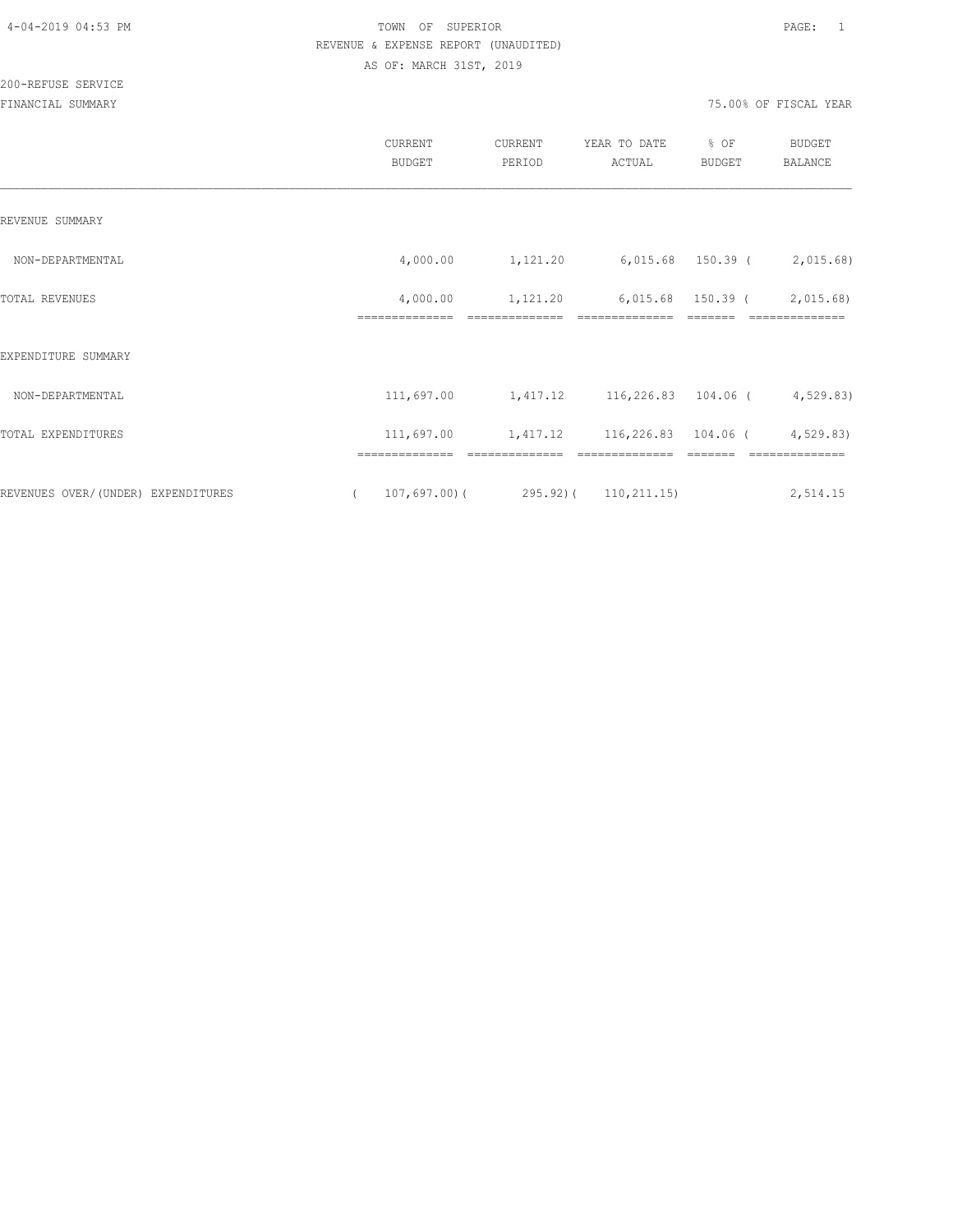TOWN OF SUPERIOR

REVENUE & EXPENSE REPORT (UNAUDITED)

AS OF: MARCH 31ST, 2019

200-REFUSE SERVICE

FINANCIAL SUMMARY

75.00% OF FISCAL YEAR

| | CURRENT BUDGET | CURRENT PERIOD | YEAR TO DATE ACTUAL | % OF BUDGET | BUDGET BALANCE |
|---|---|---|---|---|---|
| REVENUE SUMMARY | | | | | |
| NON-DEPARTMENTAL | 4,000.00 | 1,121.20 | 6,015.68 | 150.39 | ( 2,015.68) |
| TOTAL REVENUES | 4,000.00 | 1,121.20 | 6,015.68 | 150.39 | ( 2,015.68) |
| EXPENDITURE SUMMARY | | | | | |
| NON-DEPARTMENTAL | 111,697.00 | 1,417.12 | 116,226.83 | 104.06 | ( 4,529.83) |
| TOTAL EXPENDITURES | 111,697.00 | 1,417.12 | 116,226.83 | 104.06 | ( 4,529.83) |
| REVENUES OVER/(UNDER) EXPENDITURES | ( 107,697.00) | ( 295.92) | ( 110,211.15) | | 2,514.15 |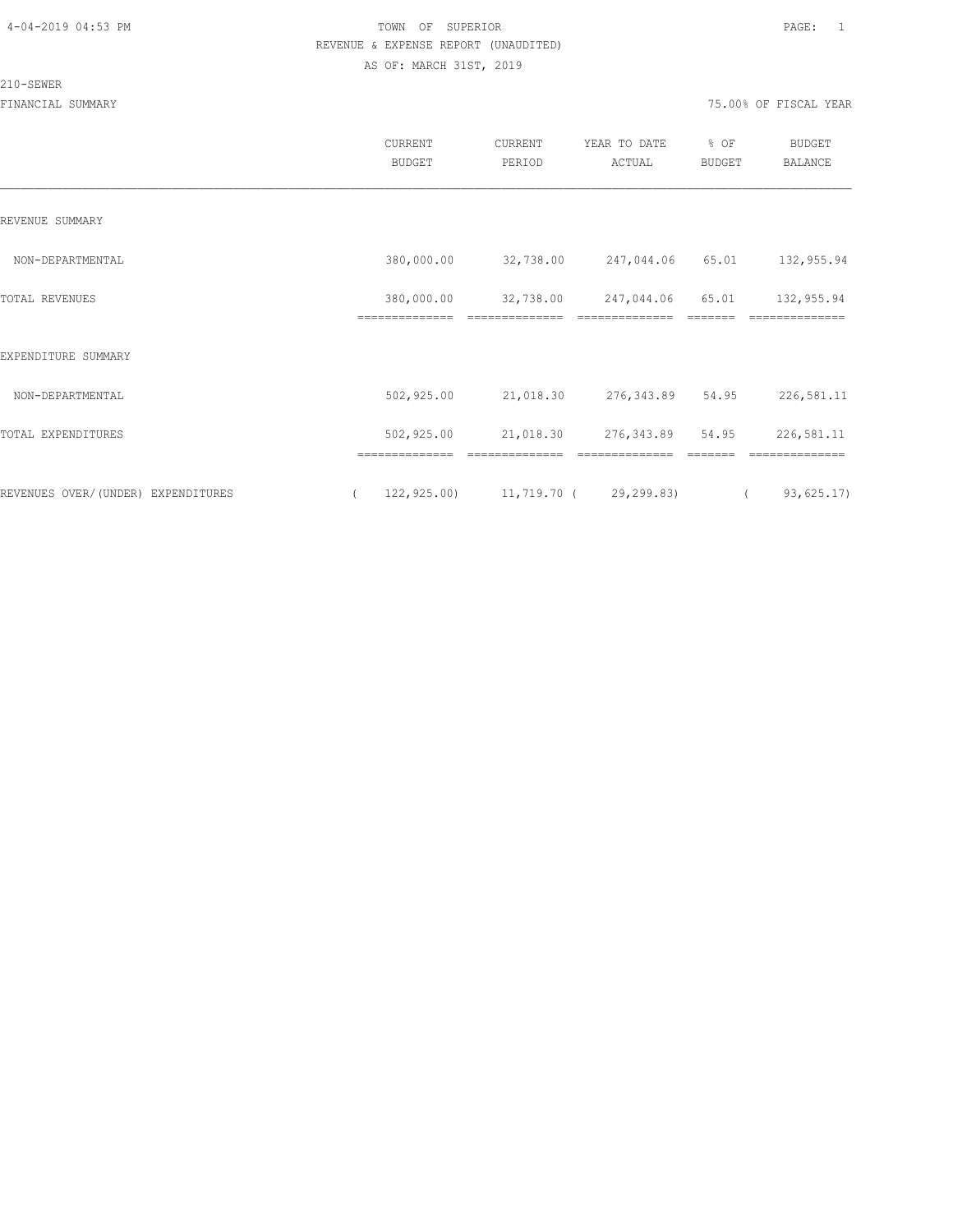4-04-2019 04:53 PM

TOWN OF SUPERIOR

REVENUE & EXPENSE REPORT (UNAUDITED)

AS OF: MARCH 31ST, 2019

210-SEWER

FINANCIAL SUMMARY

75.00% OF FISCAL YEAR

| | CURRENT BUDGET | CURRENT PERIOD | YEAR TO DATE ACTUAL | % OF BUDGET | BUDGET BALANCE |
|---|---|---|---|---|---|
| REVENUE SUMMARY | | | | | |
| NON-DEPARTMENTAL | 380,000.00 | 32,738.00 | 247,044.06 | 65.01 | 132,955.94 |
| TOTAL REVENUES | 380,000.00 | 32,738.00 | 247,044.06 | 65.01 | 132,955.94 |
| EXPENDITURE SUMMARY | | | | | |
| NON-DEPARTMENTAL | 502,925.00 | 21,018.30 | 276,343.89 | 54.95 | 226,581.11 |
| TOTAL EXPENDITURES | 502,925.00 | 21,018.30 | 276,343.89 | 54.95 | 226,581.11 |
| REVENUES OVER/(UNDER) EXPENDITURES | ( 122,925.00) | 11,719.70 | ( 29,299.83) | | ( 93,625.17) |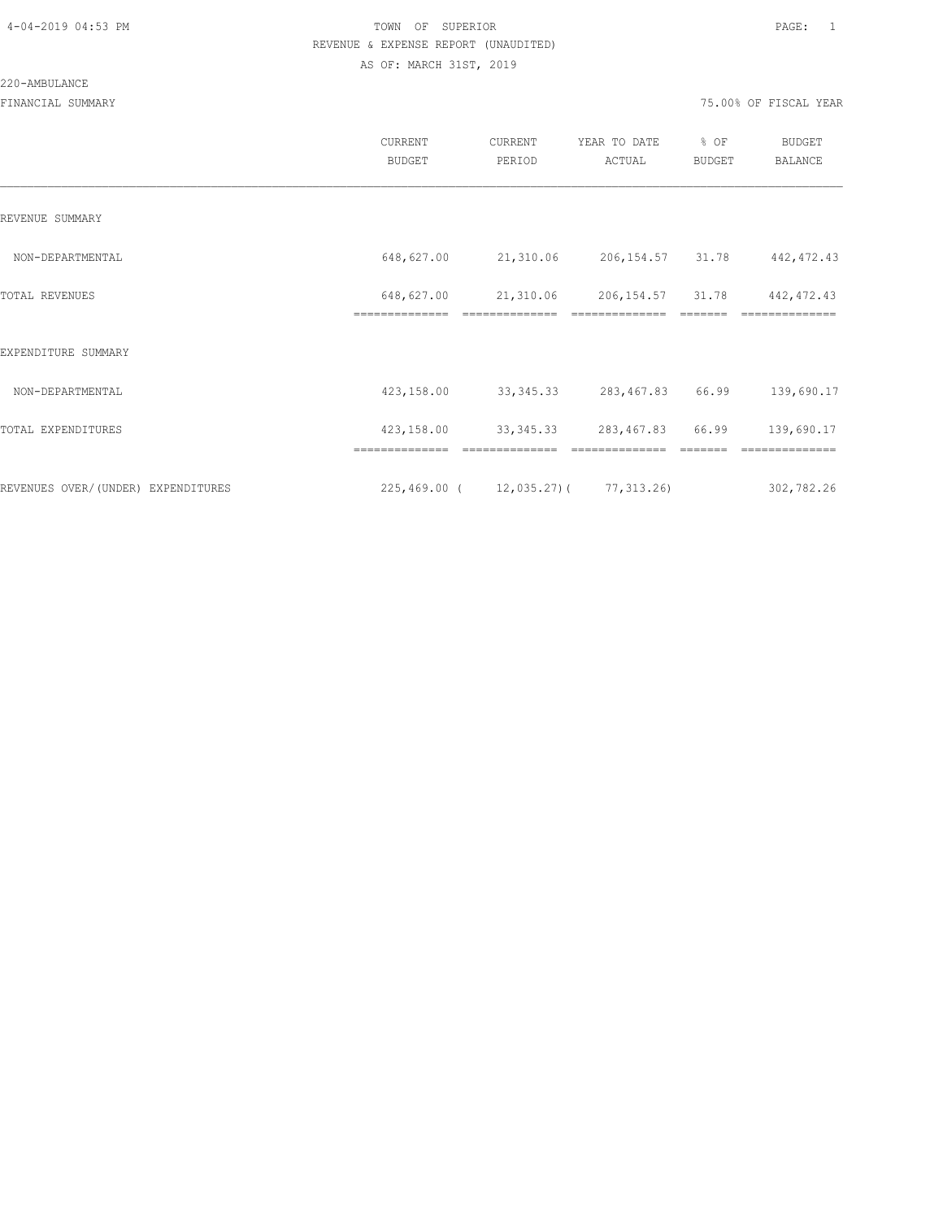TOWN OF SUPERIOR

REVENUE & EXPENSE REPORT (UNAUDITED)

AS OF: MARCH 31ST, 2019

220-AMBULANCE

FINANCIAL SUMMARY — 75.00% OF FISCAL YEAR

| | CURRENT BUDGET | CURRENT PERIOD | YEAR TO DATE ACTUAL | % OF BUDGET | BUDGET BALANCE |
|---|---|---|---|---|---|
| REVENUE SUMMARY | | | | | |
| NON-DEPARTMENTAL | 648,627.00 | 21,310.06 | 206,154.57 | 31.78 | 442,472.43 |
| TOTAL REVENUES | 648,627.00 | 21,310.06 | 206,154.57 | 31.78 | 442,472.43 |
| EXPENDITURE SUMMARY | | | | | |
| NON-DEPARTMENTAL | 423,158.00 | 33,345.33 | 283,467.83 | 66.99 | 139,690.17 |
| TOTAL EXPENDITURES | 423,158.00 | 33,345.33 | 283,467.83 | 66.99 | 139,690.17 |
| REVENUES OVER/(UNDER) EXPENDITURES | 225,469.00 | ( 12,035.27) | ( 77,313.26) | | 302,782.26 |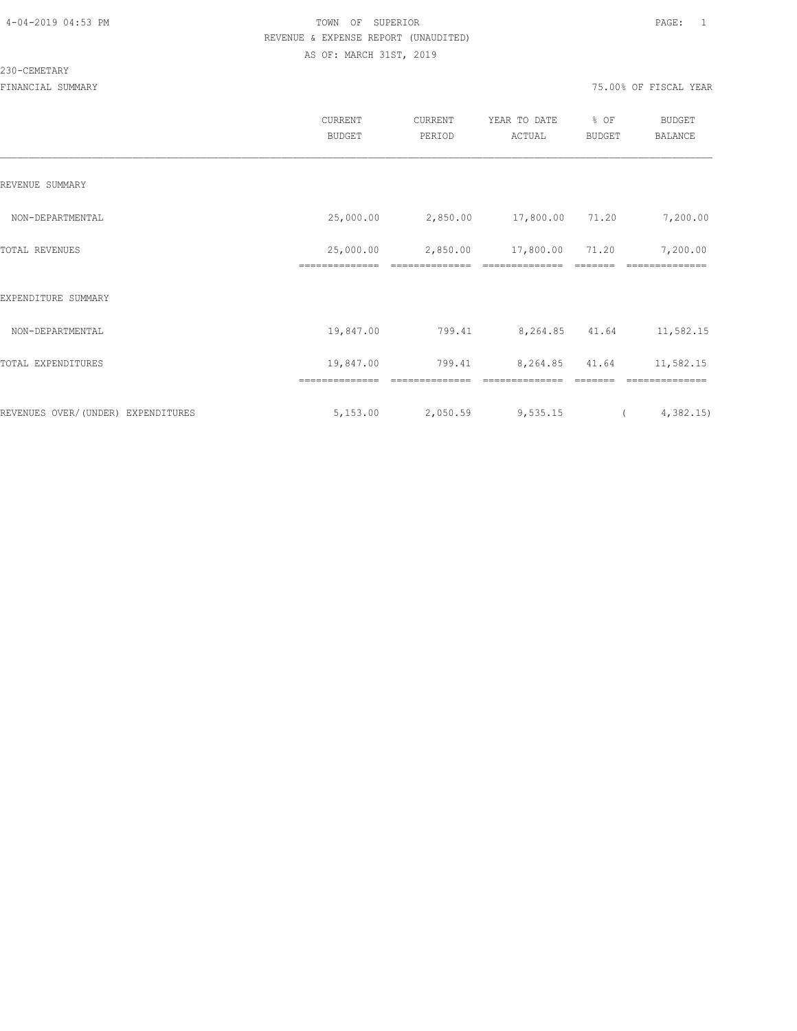TOWN OF SUPERIOR

REVENUE & EXPENSE REPORT (UNAUDITED)

AS OF: MARCH 31ST, 2019

230-CEMETARY

FINANCIAL SUMMARY

75.00% OF FISCAL YEAR

| | CURRENT BUDGET | CURRENT PERIOD | YEAR TO DATE ACTUAL | % OF BUDGET | BUDGET BALANCE |
|---|---|---|---|---|---|
| REVENUE SUMMARY | | | | | |
| NON-DEPARTMENTAL | 25,000.00 | 2,850.00 | 17,800.00 | 71.20 | 7,200.00 |
| TOTAL REVENUES | 25,000.00 | 2,850.00 | 17,800.00 | 71.20 | 7,200.00 |
| EXPENDITURE SUMMARY | | | | | |
| NON-DEPARTMENTAL | 19,847.00 | 799.41 | 8,264.85 | 41.64 | 11,582.15 |
| TOTAL EXPENDITURES | 19,847.00 | 799.41 | 8,264.85 | 41.64 | 11,582.15 |
| REVENUES OVER/(UNDER) EXPENDITURES | 5,153.00 | 2,050.59 | 9,535.15 | | ( 4,382.15) |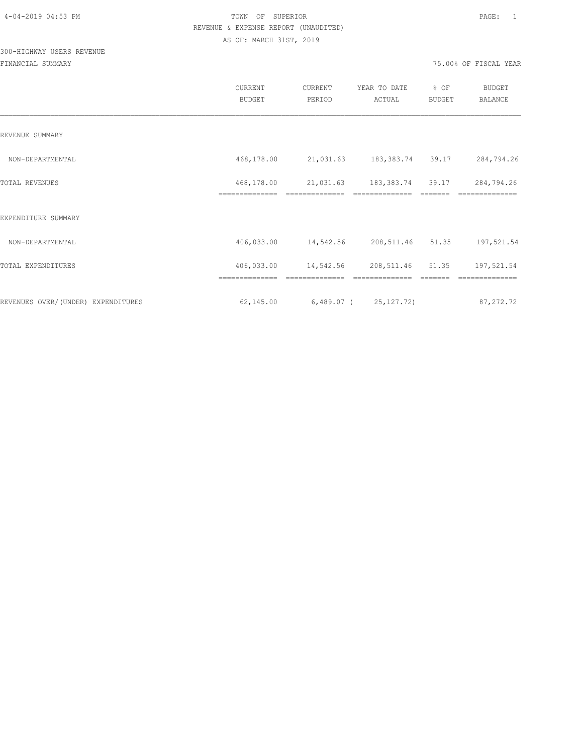TOWN OF SUPERIOR

REVENUE & EXPENSE REPORT (UNAUDITED)

AS OF: MARCH 31ST, 2019

300-HIGHWAY USERS REVENUE

FINANCIAL SUMMARY

75.00% OF FISCAL YEAR

| | CURRENT BUDGET | CURRENT PERIOD | YEAR TO DATE ACTUAL | % OF BUDGET | BUDGET BALANCE |
|---|---|---|---|---|---|
| REVENUE SUMMARY | | | | | |
| NON-DEPARTMENTAL | 468,178.00 | 21,031.63 | 183,383.74 | 39.17 | 284,794.26 |
| TOTAL REVENUES | 468,178.00 | 21,031.63 | 183,383.74 | 39.17 | 284,794.26 |
| EXPENDITURE SUMMARY | | | | | |
| NON-DEPARTMENTAL | 406,033.00 | 14,542.56 | 208,511.46 | 51.35 | 197,521.54 |
| TOTAL EXPENDITURES | 406,033.00 | 14,542.56 | 208,511.46 | 51.35 | 197,521.54 |
| REVENUES OVER/(UNDER) EXPENDITURES | 62,145.00 | 6,489.07 | ( 25,127.72) | | 87,272.72 |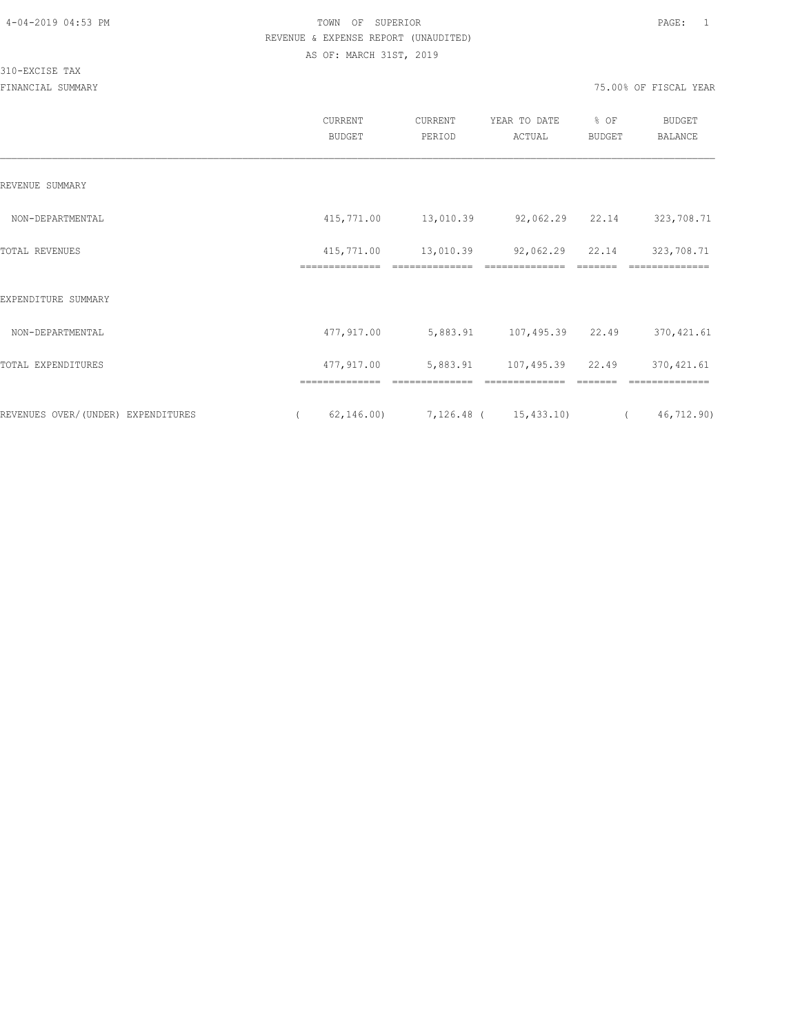TOWN OF SUPERIOR
REVENUE & EXPENSE REPORT (UNAUDITED)
AS OF: MARCH 31ST, 2019

310-EXCISE TAX
FINANCIAL SUMMARY

75.00% OF FISCAL YEAR

| | CURRENT BUDGET | CURRENT PERIOD | YEAR TO DATE ACTUAL | % OF BUDGET | BUDGET BALANCE |
|---|---|---|---|---|---|
| REVENUE SUMMARY | | | | | |
| NON-DEPARTMENTAL | 415,771.00 | 13,010.39 | 92,062.29 | 22.14 | 323,708.71 |
| TOTAL REVENUES | 415,771.00 | 13,010.39 | 92,062.29 | 22.14 | 323,708.71 |
| EXPENDITURE SUMMARY | | | | | |
| NON-DEPARTMENTAL | 477,917.00 | 5,883.91 | 107,495.39 | 22.49 | 370,421.61 |
| TOTAL EXPENDITURES | 477,917.00 | 5,883.91 | 107,495.39 | 22.49 | 370,421.61 |
| REVENUES OVER/(UNDER) EXPENDITURES | ( 62,146.00) | 7,126.48 | ( 15,433.10) | | ( 46,712.90) |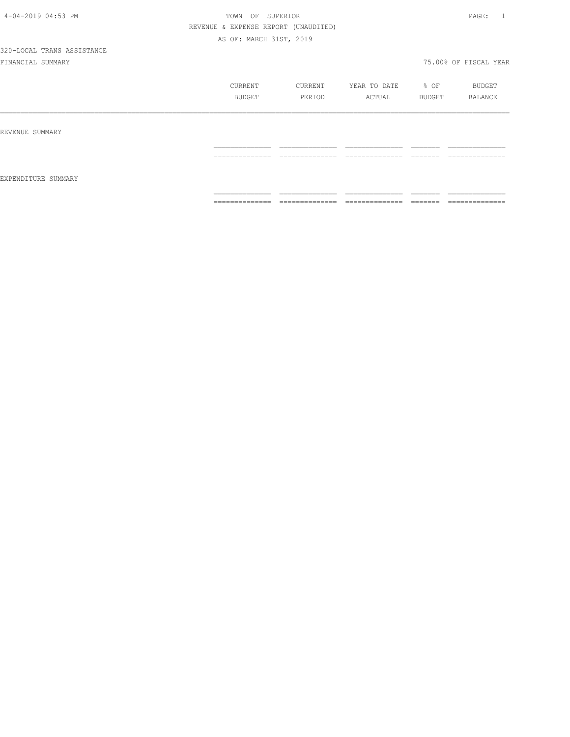TOWN OF SUPERIOR

REVENUE & EXPENSE REPORT (UNAUDITED)

AS OF: MARCH 31ST, 2019

320-LOCAL TRANS ASSISTANCE

FINANCIAL SUMMARY

75.00% OF FISCAL YEAR

| | CURRENT BUDGET | CURRENT PERIOD | YEAR TO DATE ACTUAL | % OF BUDGET | BUDGET BALANCE |
|---|---|---|---|---|---|
| REVENUE SUMMARY | | | | | |
| EXPENDITURE SUMMARY | | | | | |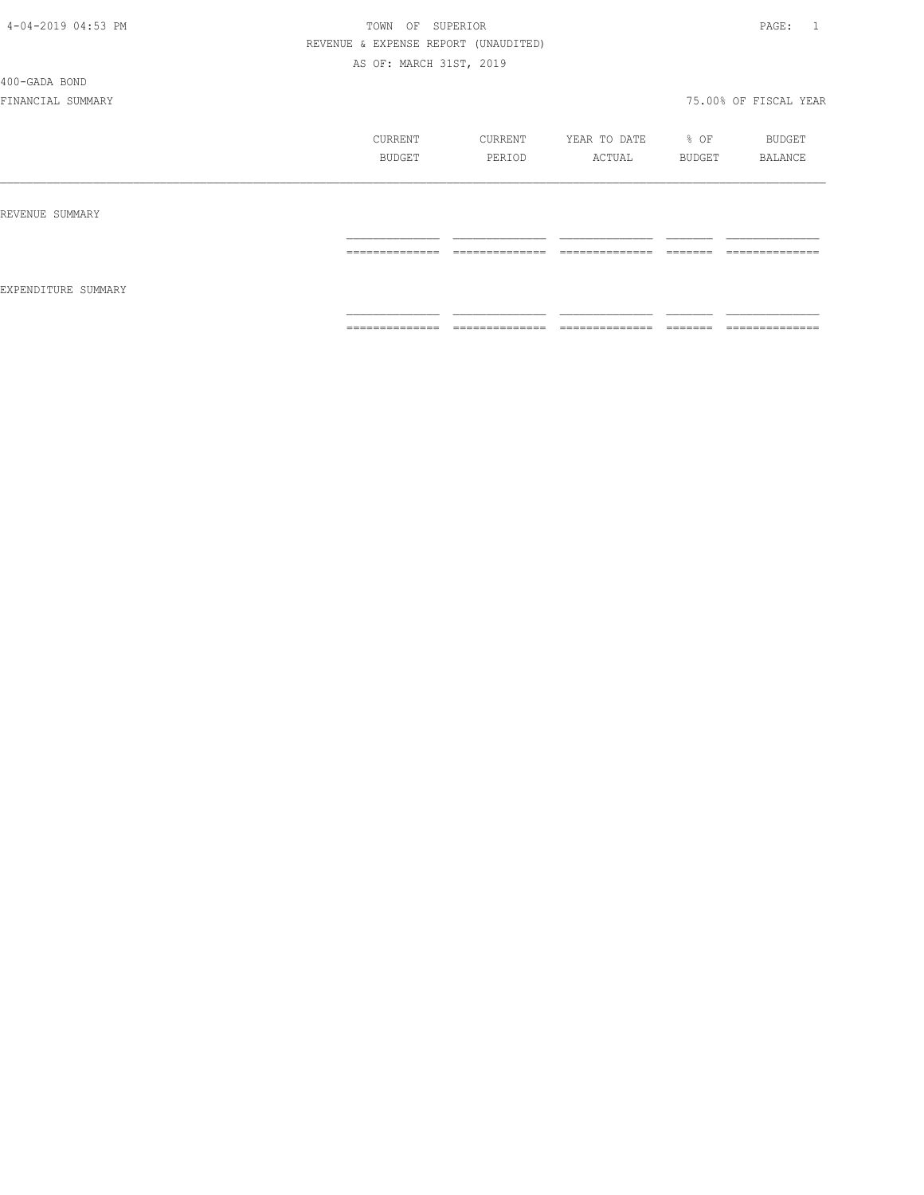TOWN OF SUPERIOR

REVENUE & EXPENSE REPORT (UNAUDITED)

AS OF: MARCH 31ST, 2019

400-GADA BOND

FINANCIAL SUMMARY

75.00% OF FISCAL YEAR

| | CURRENT BUDGET | CURRENT PERIOD | YEAR TO DATE ACTUAL | % OF BUDGET | BUDGET BALANCE |
|---|---|---|---|---|---|
| REVENUE SUMMARY | | | | | |
| EXPENDITURE SUMMARY | | | | | |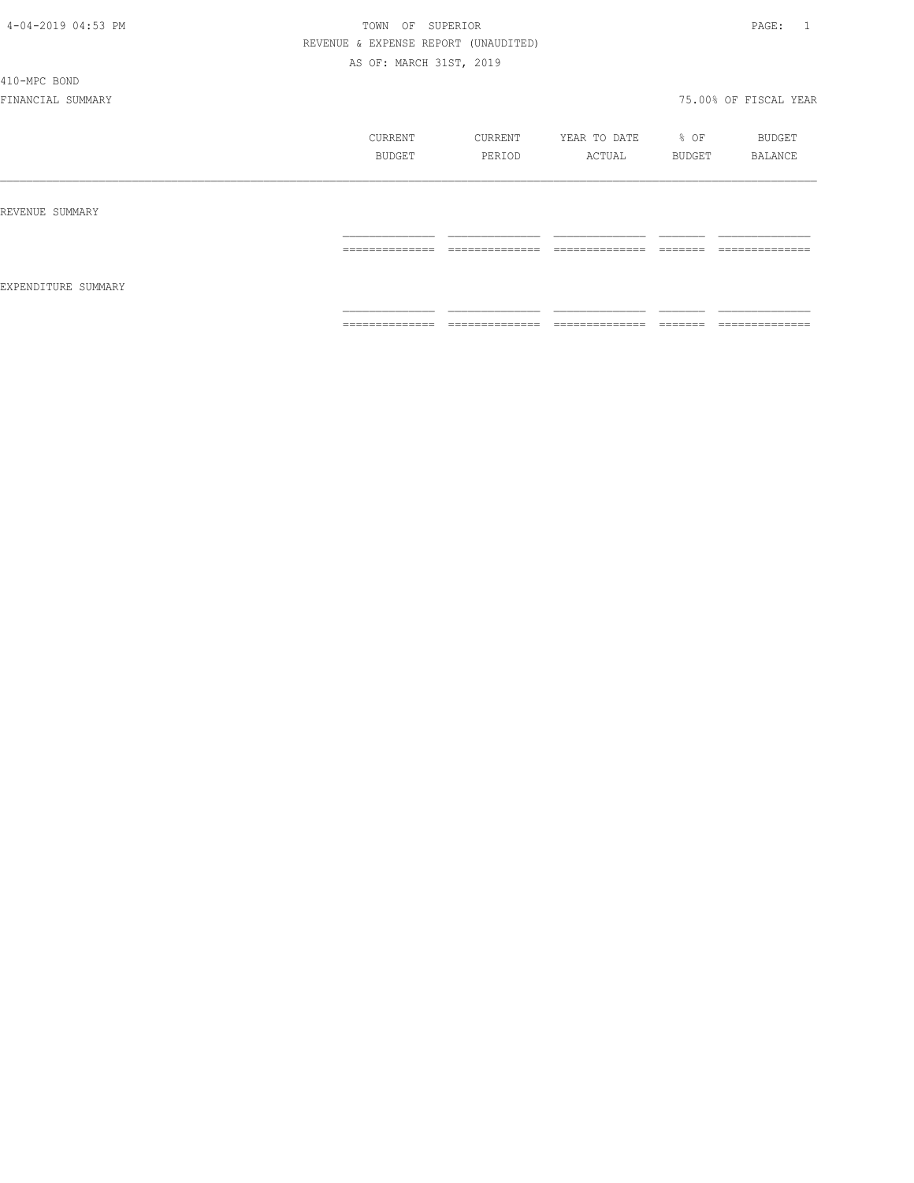4-04-2019 04:53 PM TOWN OF SUPERIOR

REVENUE & EXPENSE REPORT (UNAUDITED)

AS OF: MARCH 31ST, 2019

410-MPC BOND

FINANCIAL SUMMARY 75.00% OF FISCAL YEAR

| | CURRENT BUDGET | CURRENT PERIOD | YEAR TO DATE ACTUAL | % OF BUDGET | BUDGET BALANCE |
|---|---|---|---|---|---|
| REVENUE SUMMARY | | | | | |
| EXPENDITURE SUMMARY | | | | | |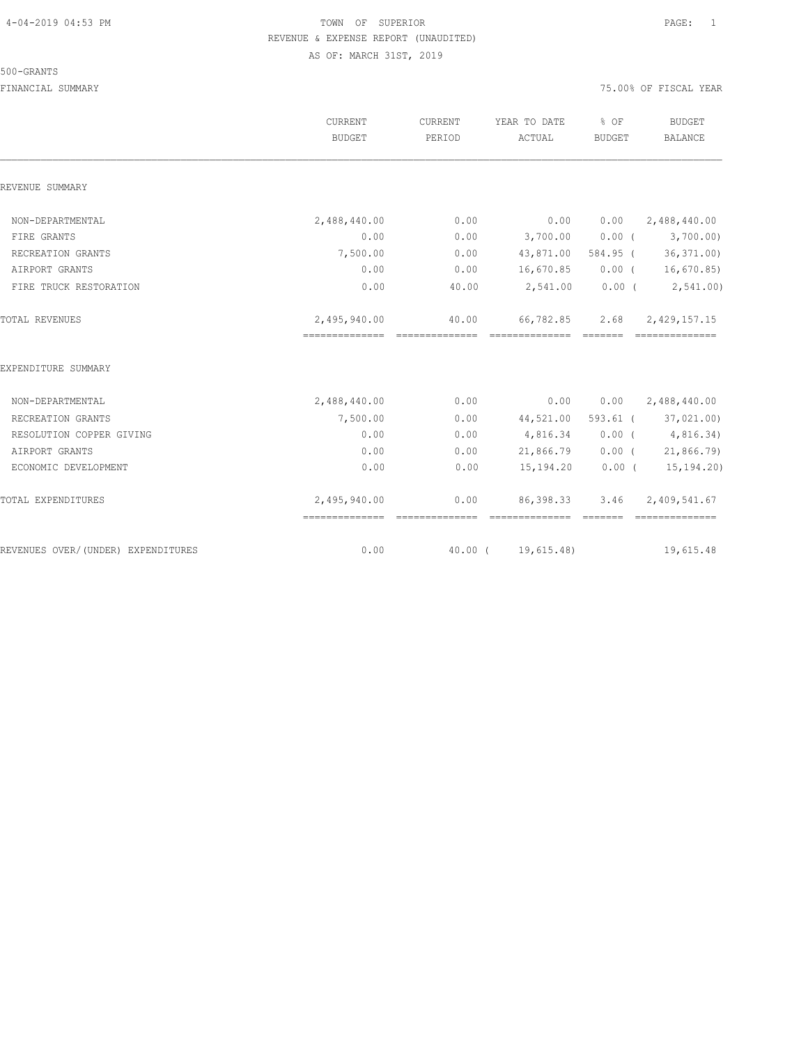TOWN OF SUPERIOR

REVENUE & EXPENSE REPORT (UNAUDITED)

AS OF: MARCH 31ST, 2019

500-GRANTS

FINANCIAL SUMMARY

75.00% OF FISCAL YEAR

| | CURRENT BUDGET | CURRENT PERIOD | YEAR TO DATE ACTUAL | % OF BUDGET | BUDGET BALANCE |
|---|---|---|---|---|---|
| REVENUE SUMMARY | | | | | |
| NON-DEPARTMENTAL | 2,488,440.00 | 0.00 | 0.00 | 0.00 | 2,488,440.00 |
| FIRE GRANTS | 0.00 | 0.00 | 3,700.00 | 0.00 | ( 3,700.00) |
| RECREATION GRANTS | 7,500.00 | 0.00 | 43,871.00 | 584.95 | ( 36,371.00) |
| AIRPORT GRANTS | 0.00 | 0.00 | 16,670.85 | 0.00 | ( 16,670.85) |
| FIRE TRUCK RESTORATION | 0.00 | 40.00 | 2,541.00 | 0.00 | ( 2,541.00) |
| TOTAL REVENUES | 2,495,940.00 | 40.00 | 66,782.85 | 2.68 | 2,429,157.15 |
| EXPENDITURE SUMMARY | | | | | |
| NON-DEPARTMENTAL | 2,488,440.00 | 0.00 | 0.00 | 0.00 | 2,488,440.00 |
| RECREATION GRANTS | 7,500.00 | 0.00 | 44,521.00 | 593.61 | ( 37,021.00) |
| RESOLUTION COPPER GIVING | 0.00 | 0.00 | 4,816.34 | 0.00 | ( 4,816.34) |
| AIRPORT GRANTS | 0.00 | 0.00 | 21,866.79 | 0.00 | ( 21,866.79) |
| ECONOMIC DEVELOPMENT | 0.00 | 0.00 | 15,194.20 | 0.00 | ( 15,194.20) |
| TOTAL EXPENDITURES | 2,495,940.00 | 0.00 | 86,398.33 | 3.46 | 2,409,541.67 |
| REVENUES OVER/(UNDER) EXPENDITURES | 0.00 | 40.00 | ( 19,615.48) | | 19,615.48 |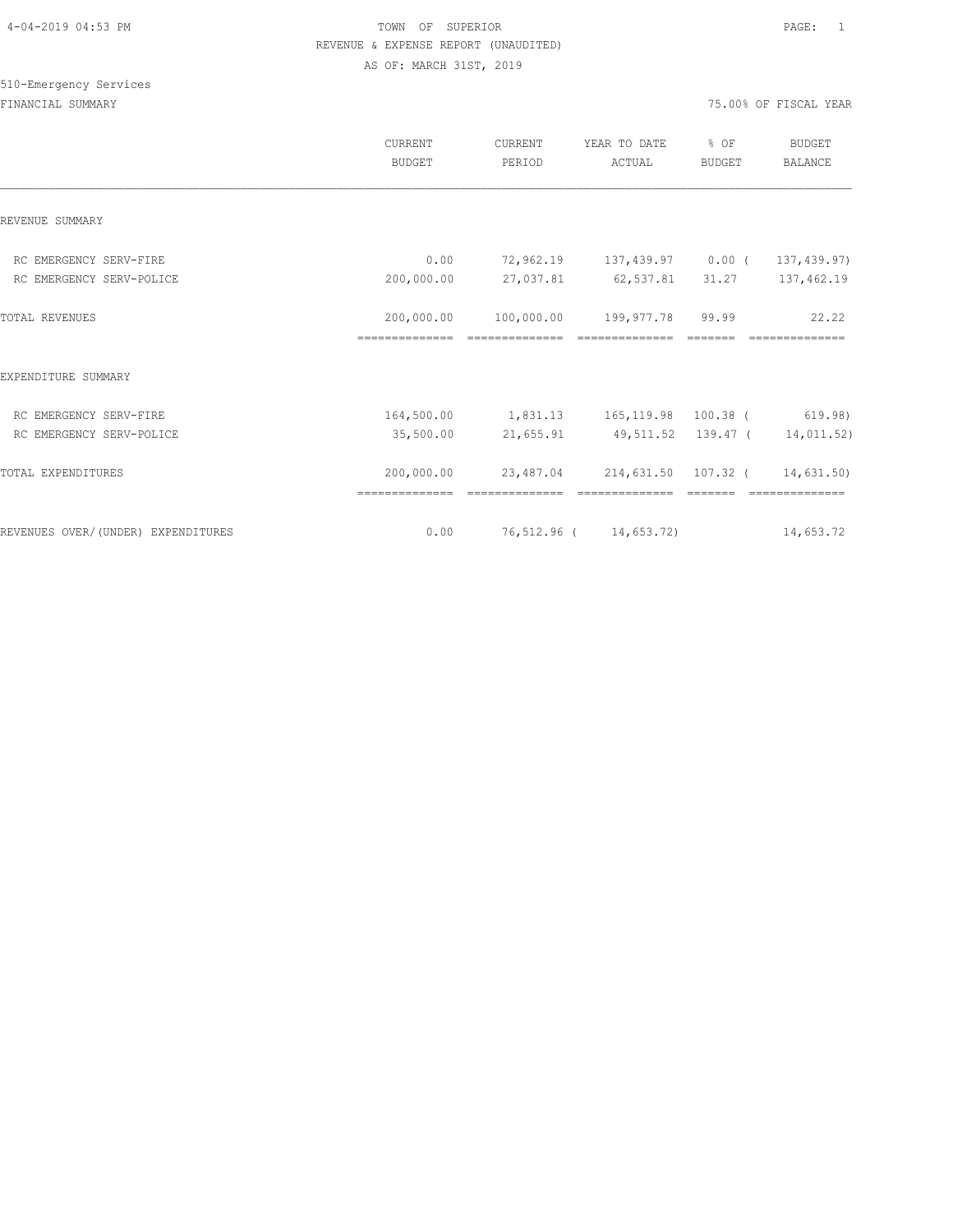TOWN OF SUPERIOR
REVENUE & EXPENSE REPORT (UNAUDITED)
AS OF: MARCH 31ST, 2019

4-04-2019 04:53 PM

510-Emergency Services
FINANCIAL SUMMARY

75.00% OF FISCAL YEAR

| | CURRENT BUDGET | CURRENT PERIOD | YEAR TO DATE ACTUAL | % OF BUDGET | BUDGET BALANCE |
|---|---|---|---|---|---|
| REVENUE SUMMARY | | | | | |
| RC EMERGENCY SERV-FIRE | 0.00 | 72,962.19 | 137,439.97 | 0.00 | ( 137,439.97) |
| RC EMERGENCY SERV-POLICE | 200,000.00 | 27,037.81 | 62,537.81 | 31.27 | 137,462.19 |
| TOTAL REVENUES | 200,000.00 | 100,000.00 | 199,977.78 | 99.99 | 22.22 |
| EXPENDITURE SUMMARY | | | | | |
| RC EMERGENCY SERV-FIRE | 164,500.00 | 1,831.13 | 165,119.98 | 100.38 | ( 619.98) |
| RC EMERGENCY SERV-POLICE | 35,500.00 | 21,655.91 | 49,511.52 | 139.47 | ( 14,011.52) |
| TOTAL EXPENDITURES | 200,000.00 | 23,487.04 | 214,631.50 | 107.32 | ( 14,631.50) |
| REVENUES OVER/(UNDER) EXPENDITURES | 0.00 | 76,512.96 | ( 14,653.72) | | 14,653.72 |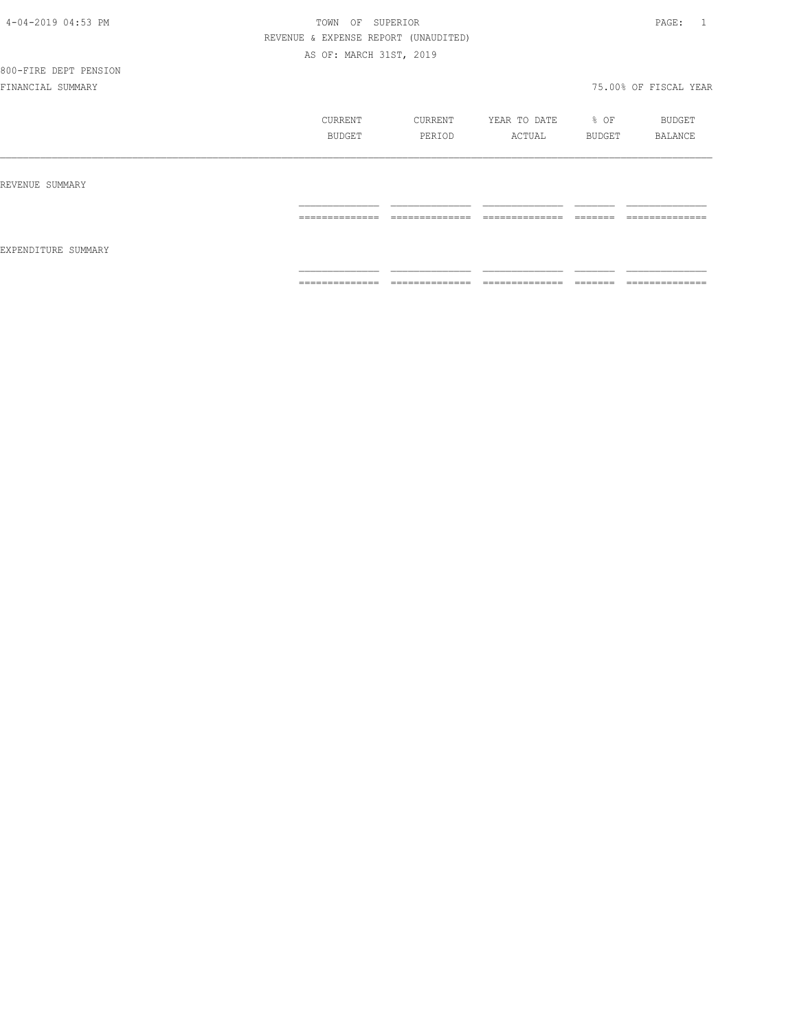TOWN OF SUPERIOR

REVENUE & EXPENSE REPORT (UNAUDITED)

AS OF: MARCH 31ST, 2019

800-FIRE DEPT PENSION

FINANCIAL SUMMARY

75.00% OF FISCAL YEAR

| | CURRENT BUDGET | CURRENT PERIOD | YEAR TO DATE ACTUAL | % OF BUDGET | BUDGET BALANCE |
|---|---|---|---|---|---|
| REVENUE SUMMARY | | | | | |
| EXPENDITURE SUMMARY | | | | | |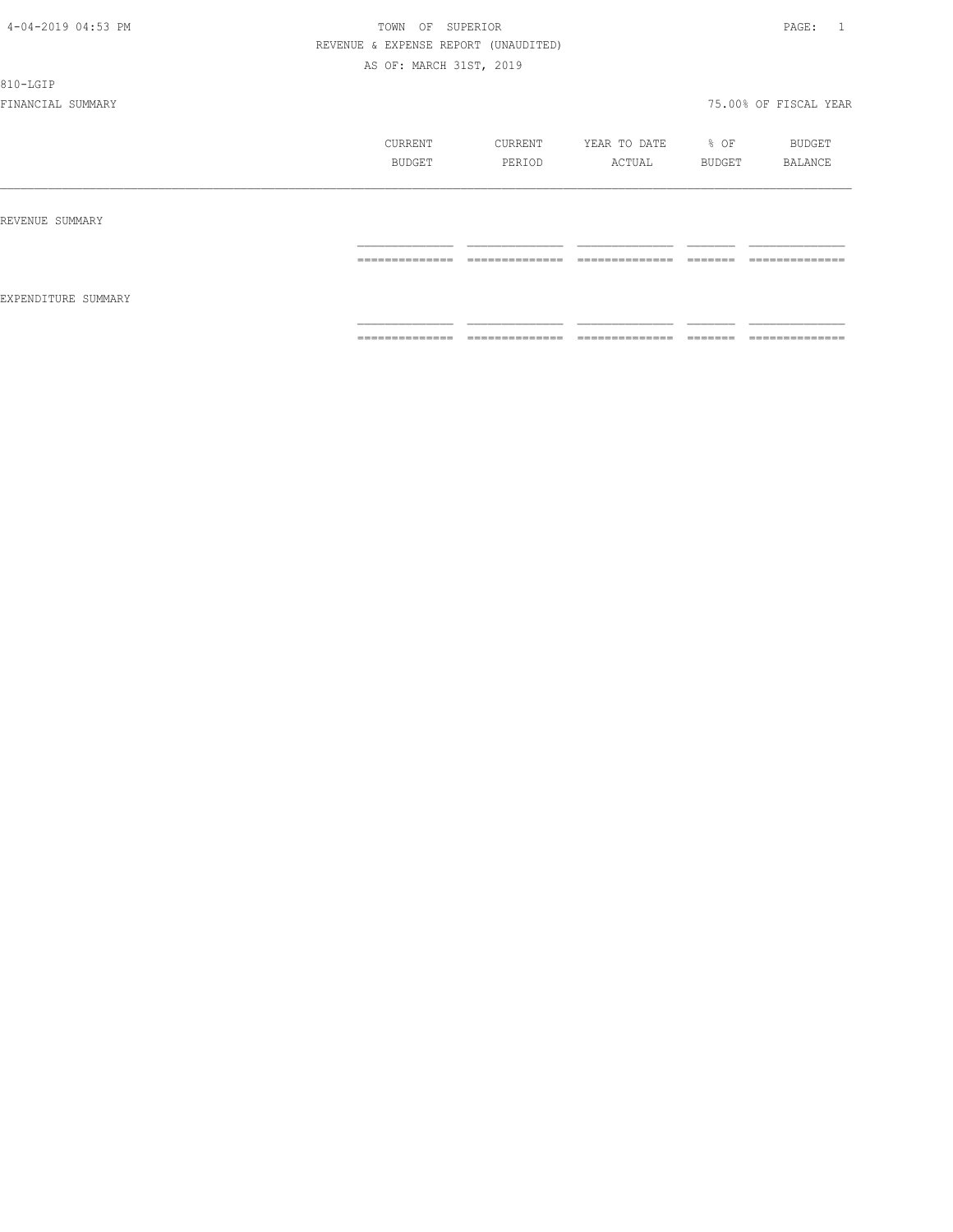4-04-2019 04:53 PM TOWN OF SUPERIOR

REVENUE & EXPENSE REPORT (UNAUDITED)

AS OF: MARCH 31ST, 2019

810-LGIP

FINANCIAL SUMMARY 75.00% OF FISCAL YEAR

| | CURRENT BUDGET | CURRENT PERIOD | YEAR TO DATE ACTUAL | % OF BUDGET | BUDGET BALANCE |
|---|---|---|---|---|---|
| REVENUE SUMMARY | | | | | |
| EXPENDITURE SUMMARY | | | | | |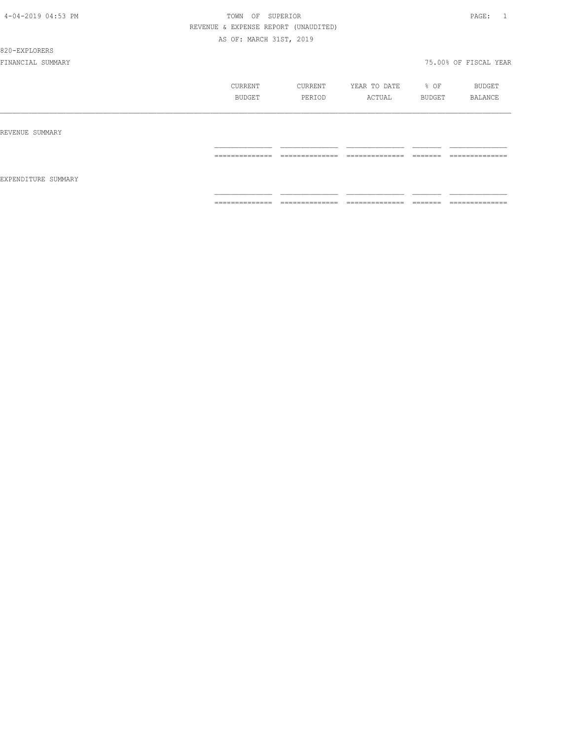TOWN OF SUPERIOR

REVENUE & EXPENSE REPORT (UNAUDITED)

AS OF: MARCH 31ST, 2019

820-EXPLORERS

FINANCIAL SUMMARY

75.00% OF FISCAL YEAR

| | CURRENT BUDGET | CURRENT PERIOD | YEAR TO DATE ACTUAL | % OF BUDGET | BUDGET BALANCE |
|---|---|---|---|---|---|
| REVENUE SUMMARY | | | | | |
| EXPENDITURE SUMMARY | | | | | |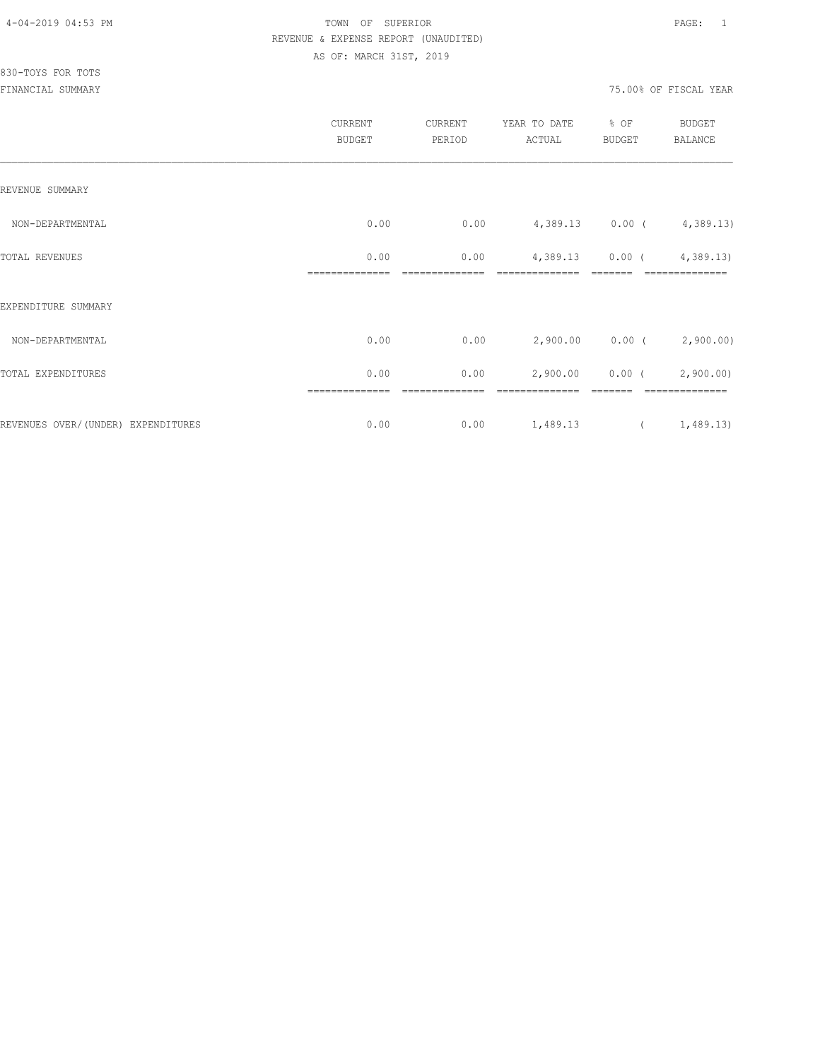TOWN OF SUPERIOR

REVENUE & EXPENSE REPORT (UNAUDITED)

AS OF: MARCH 31ST, 2019

830-TOYS FOR TOTS

FINANCIAL SUMMARY — 75.00% OF FISCAL YEAR

| | CURRENT BUDGET | CURRENT PERIOD | YEAR TO DATE ACTUAL | % OF BUDGET | BUDGET BALANCE |
|---|---|---|---|---|---|
| REVENUE SUMMARY | | | | | |
| NON-DEPARTMENTAL | 0.00 | 0.00 | 4,389.13 | 0.00 | ( 4,389.13) |
| TOTAL REVENUES | 0.00 | 0.00 | 4,389.13 | 0.00 | ( 4,389.13) |
| EXPENDITURE SUMMARY | | | | | |
| NON-DEPARTMENTAL | 0.00 | 0.00 | 2,900.00 | 0.00 | ( 2,900.00) |
| TOTAL EXPENDITURES | 0.00 | 0.00 | 2,900.00 | 0.00 | ( 2,900.00) |
| REVENUES OVER/(UNDER) EXPENDITURES | 0.00 | 0.00 | 1,489.13 | | ( 1,489.13) |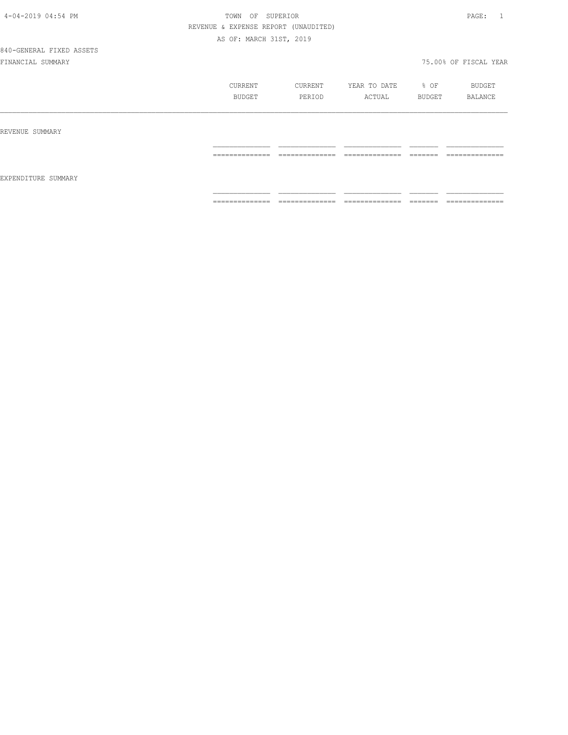4-04-2019 04:54 PM

TOWN OF SUPERIOR

REVENUE & EXPENSE REPORT (UNAUDITED)

AS OF: MARCH 31ST, 2019

840-GENERAL FIXED ASSETS

FINANCIAL SUMMARY — 75.00% OF FISCAL YEAR

| | CURRENT BUDGET | CURRENT PERIOD | YEAR TO DATE ACTUAL | % OF BUDGET | BUDGET BALANCE |
|---|---|---|---|---|---|
| REVENUE SUMMARY | | | | | |
| | | | | | |
| EXPENDITURE SUMMARY | | | | | |
| | | | | | |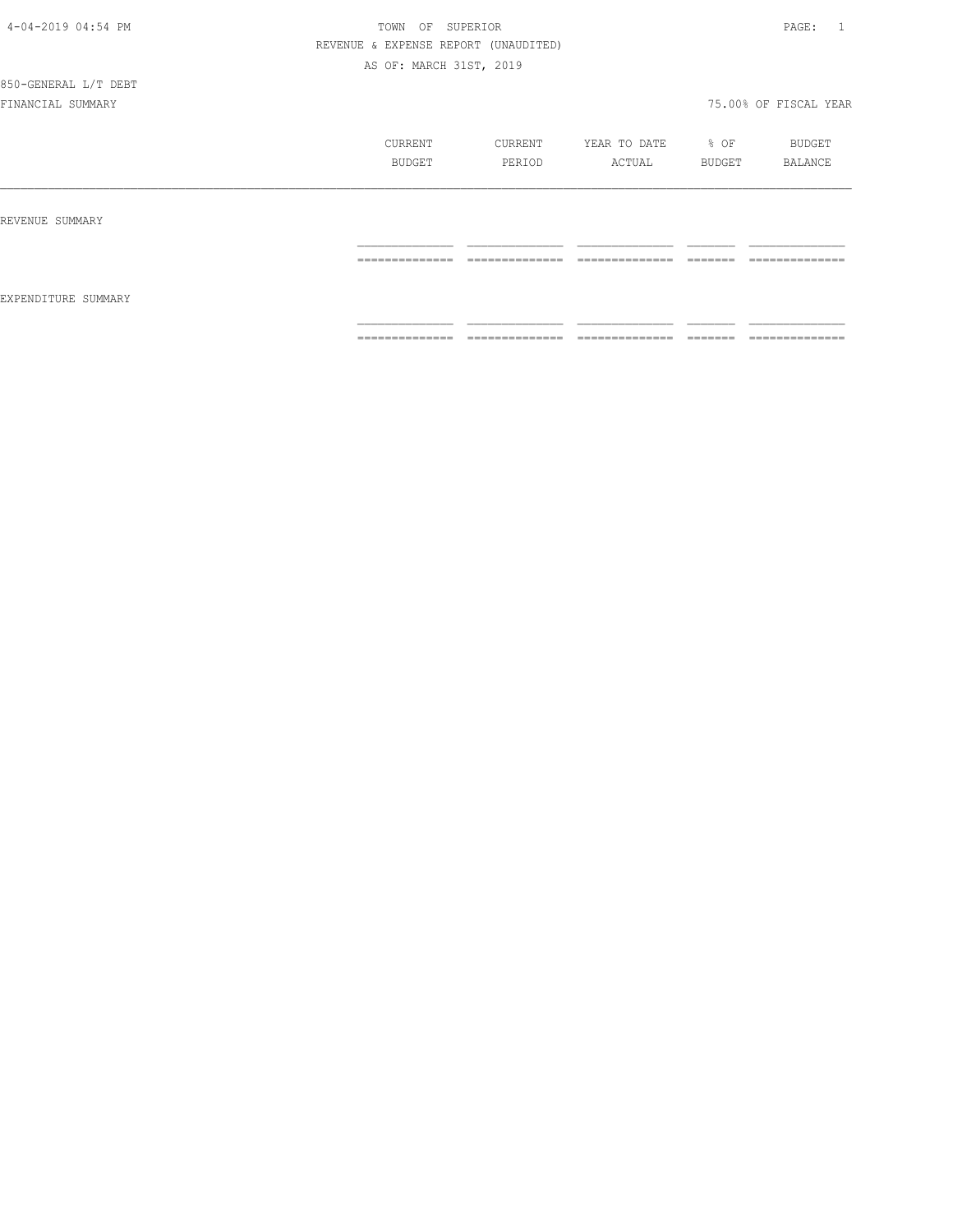4-04-2019 04:54 PM

TOWN OF SUPERIOR

REVENUE & EXPENSE REPORT (UNAUDITED)

AS OF: MARCH 31ST, 2019

850-GENERAL L/T DEBT

FINANCIAL SUMMARY

75.00% OF FISCAL YEAR

| | CURRENT BUDGET | CURRENT PERIOD | YEAR TO DATE ACTUAL | % OF BUDGET | BUDGET BALANCE |
|---|---|---|---|---|---|
| REVENUE SUMMARY | | | | | |
| EXPENDITURE SUMMARY | | | | | |